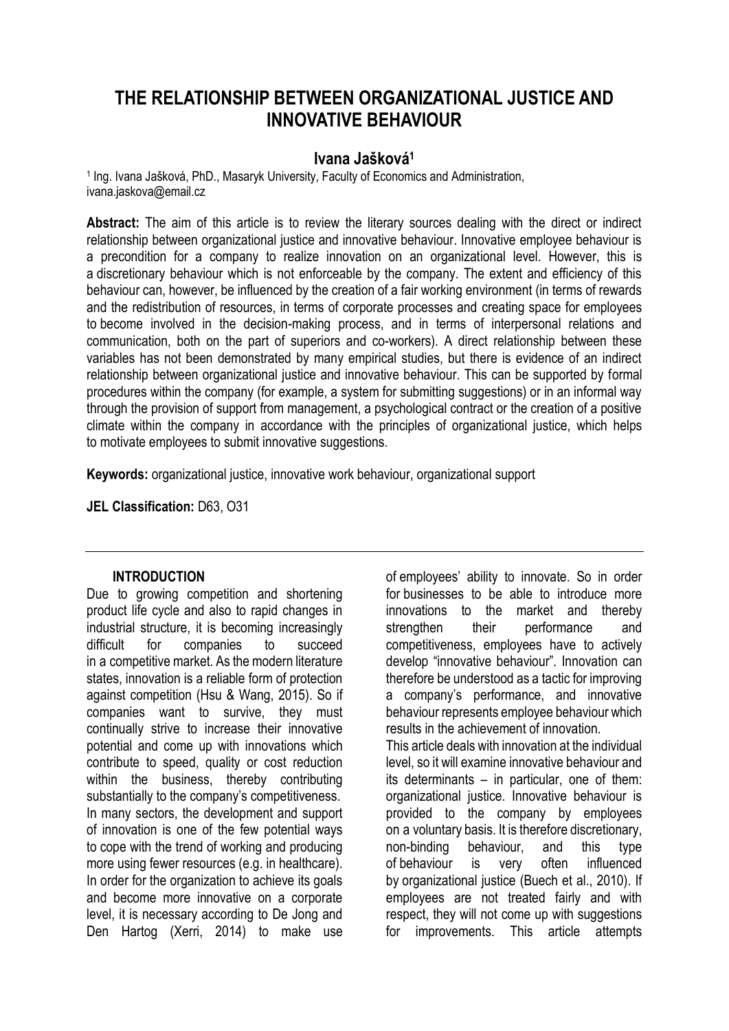# THE RELATIONSHIP BETWEEN ORGANIZATIONAL JUSTICE AND INNOVATIVE BEHAVIOUR

**Ivana Jašková[1]**

[1] Ing. Ivana Jašková, PhD., Masaryk University, Faculty of Economics and Administration, ivana.jaskova@email.cz

**Abstract:** The aim of this article is to review the literary sources dealing with the direct or indirect relationship between organizational justice and innovative behaviour. Innovative employee behaviour is a precondition for a company to realize innovation on an organizational level. However, this is a discretionary behaviour which is not enforceable by the company. The extent and efficiency of this behaviour can, however, be influenced by the creation of a fair working environment (in terms of rewards and the redistribution of resources, in terms of corporate processes and creating space for employees to become involved in the decision-making process, and in terms of interpersonal relations and communication, both on the part of superiors and co-workers). A direct relationship between these variables has not been demonstrated by many empirical studies, but there is evidence of an indirect relationship between organizational justice and innovative behaviour. This can be supported by formal procedures within the company (for example, a system for submitting suggestions) or in an informal way through the provision of support from management, a psychological contract or the creation of a positive climate within the company in accordance with the principles of organizational justice, which helps to motivate employees to submit innovative suggestions.

**Keywords:** organizational justice, innovative work behaviour, organizational support

**JEL Classification:** D63, O31

## INTRODUCTION

Due to growing competition and shortening product life cycle and also to rapid changes in industrial structure, it is becoming increasingly difficult for companies to succeed in a competitive market. As the modern literature states, innovation is a reliable form of protection against competition (Hsu & Wang, 2015). So if companies want to survive, they must continually strive to increase their innovative potential and come up with innovations which contribute to speed, quality or cost reduction within the business, thereby contributing substantially to the company's competitiveness. In many sectors, the development and support of innovation is one of the few potential ways to cope with the trend of working and producing more using fewer resources (e.g. in healthcare). In order for the organization to achieve its goals and become more innovative on a corporate level, it is necessary according to De Jong and Den Hartog (Xerri, 2014) to make use of employees' ability to innovate. So in order for businesses to be able to introduce more innovations to the market and thereby strengthen their performance and competitiveness, employees have to actively develop "innovative behaviour". Innovation can therefore be understood as a tactic for improving a company's performance, and innovative behaviour represents employee behaviour which results in the achievement of innovation.

This article deals with innovation at the individual level, so it will examine innovative behaviour and its determinants – in particular, one of them: organizational justice. Innovative behaviour is provided to the company by employees on a voluntary basis. It is therefore discretionary, non-binding behaviour, and this type of behaviour is very often influenced by organizational justice (Buech et al., 2010). If employees are not treated fairly and with respect, they will not come up with suggestions for improvements. This article attempts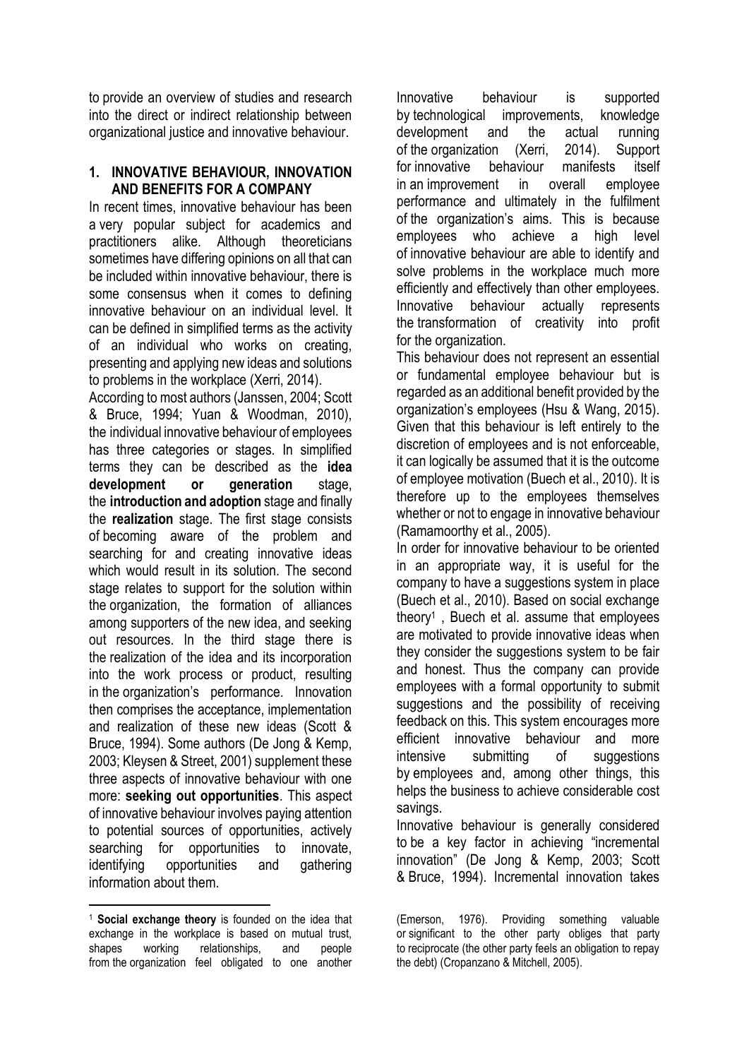to provide an overview of studies and research into the direct or indirect relationship between organizational justice and innovative behaviour.

## 1. INNOVATIVE BEHAVIOUR, INNOVATION AND BENEFITS FOR A COMPANY

In recent times, innovative behaviour has been a very popular subject for academics and practitioners alike. Although theoreticians sometimes have differing opinions on all that can be included within innovative behaviour, there is some consensus when it comes to defining innovative behaviour on an individual level. It can be defined in simplified terms as the activity of an individual who works on creating, presenting and applying new ideas and solutions to problems in the workplace (Xerri, 2014).

According to most authors (Janssen, 2004; Scott & Bruce, 1994; Yuan & Woodman, 2010), the individual innovative behaviour of employees has three categories or stages. In simplified terms they can be described as the **idea development or generation** stage, the **introduction and adoption** stage and finally the **realization** stage. The first stage consists of becoming aware of the problem and searching for and creating innovative ideas which would result in its solution. The second stage relates to support for the solution within the organization, the formation of alliances among supporters of the new idea, and seeking out resources. In the third stage there is the realization of the idea and its incorporation into the work process or product, resulting in the organization's performance. Innovation then comprises the acceptance, implementation and realization of these new ideas (Scott & Bruce, 1994). Some authors (De Jong & Kemp, 2003; Kleysen & Street, 2001) supplement these three aspects of innovative behaviour with one more: **seeking out opportunities**. This aspect of innovative behaviour involves paying attention to potential sources of opportunities, actively searching for opportunities to innovate, identifying opportunities and gathering information about them.

Innovative behaviour is supported by technological improvements, knowledge development and the actual running of the organization (Xerri, 2014). Support for innovative behaviour manifests itself in an improvement in overall employee performance and ultimately in the fulfilment of the organization's aims. This is because employees who achieve a high level of innovative behaviour are able to identify and solve problems in the workplace much more efficiently and effectively than other employees. Innovative behaviour actually represents the transformation of creativity into profit for the organization.

This behaviour does not represent an essential or fundamental employee behaviour but is regarded as an additional benefit provided by the organization's employees (Hsu & Wang, 2015). Given that this behaviour is left entirely to the discretion of employees and is not enforceable, it can logically be assumed that it is the outcome of employee motivation (Buech et al., 2010). It is therefore up to the employees themselves whether or not to engage in innovative behaviour (Ramamoorthy et al., 2005).

In order for innovative behaviour to be oriented in an appropriate way, it is useful for the company to have a suggestions system in place (Buech et al., 2010). Based on social exchange theory[1], Buech et al. assume that employees are motivated to provide innovative ideas when they consider the suggestions system to be fair and honest. Thus the company can provide employees with a formal opportunity to submit suggestions and the possibility of receiving feedback on this. This system encourages more efficient innovative behaviour and more intensive submitting of suggestions by employees and, among other things, this helps the business to achieve considerable cost savings.

Innovative behaviour is generally considered to be a key factor in achieving "incremental innovation" (De Jong & Kemp, 2003; Scott & Bruce, 1994). Incremental innovation takes

[1] **Social exchange theory** is founded on the idea that exchange in the workplace is based on mutual trust, shapes working relationships, and people from the organization feel obligated to one another (Emerson, 1976). Providing something valuable or significant to the other party obliges that party to reciprocate (the other party feels an obligation to repay the debt) (Cropanzano & Mitchell, 2005).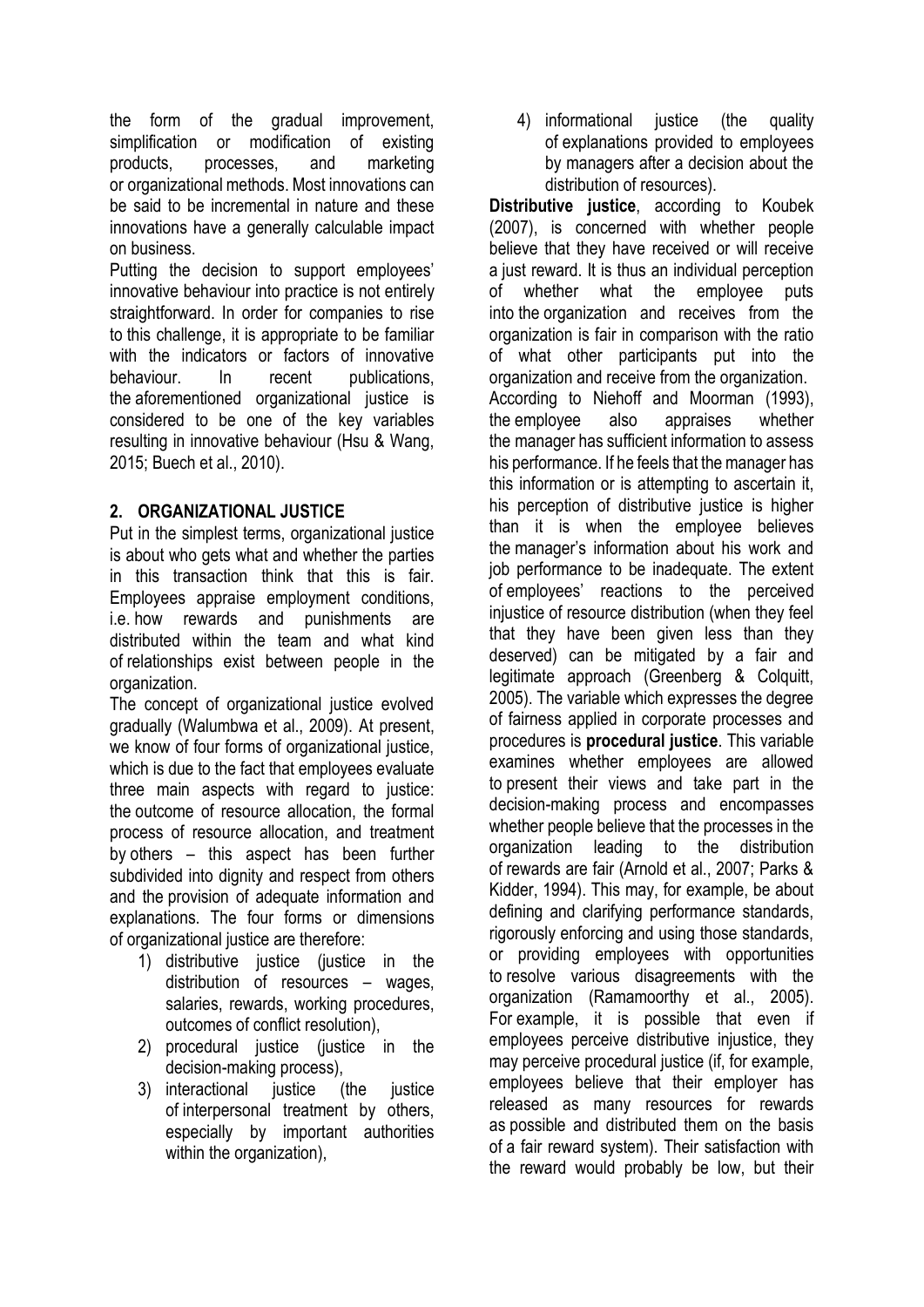the form of the gradual improvement, simplification or modification of existing products, processes, and marketing or organizational methods. Most innovations can be said to be incremental in nature and these innovations have a generally calculable impact on business.

Putting the decision to support employees' innovative behaviour into practice is not entirely straightforward. In order for companies to rise to this challenge, it is appropriate to be familiar with the indicators or factors of innovative behaviour. In recent publications, the aforementioned organizational justice is considered to be one of the key variables resulting in innovative behaviour (Hsu & Wang, 2015; Buech et al., 2010).

## 2. ORGANIZATIONAL JUSTICE

Put in the simplest terms, organizational justice is about who gets what and whether the parties in this transaction think that this is fair. Employees appraise employment conditions, i.e. how rewards and punishments are distributed within the team and what kind of relationships exist between people in the organization.

The concept of organizational justice evolved gradually (Walumbwa et al., 2009). At present, we know of four forms of organizational justice, which is due to the fact that employees evaluate three main aspects with regard to justice: the outcome of resource allocation, the formal process of resource allocation, and treatment by others – this aspect has been further subdivided into dignity and respect from others and the provision of adequate information and explanations. The four forms or dimensions of organizational justice are therefore:

1) distributive justice (justice in the distribution of resources – wages, salaries, rewards, working procedures, outcomes of conflict resolution),
2) procedural justice (justice in the decision-making process),
3) interactional justice (the justice of interpersonal treatment by others, especially by important authorities within the organization),
4) informational justice (the quality of explanations provided to employees by managers after a decision about the distribution of resources).

**Distributive justice**, according to Koubek (2007), is concerned with whether people believe that they have received or will receive a just reward. It is thus an individual perception of whether what the employee puts into the organization and receives from the organization is fair in comparison with the ratio of what other participants put into the organization and receive from the organization. According to Niehoff and Moorman (1993), the employee also appraises whether the manager has sufficient information to assess his performance. If he feels that the manager has this information or is attempting to ascertain it, his perception of distributive justice is higher than it is when the employee believes the manager's information about his work and job performance to be inadequate. The extent of employees' reactions to the perceived injustice of resource distribution (when they feel that they have been given less than they deserved) can be mitigated by a fair and legitimate approach (Greenberg & Colquitt, 2005). The variable which expresses the degree of fairness applied in corporate processes and procedures is **procedural justice**. This variable examines whether employees are allowed to present their views and take part in the decision-making process and encompasses whether people believe that the processes in the organization leading to the distribution of rewards are fair (Arnold et al., 2007; Parks & Kidder, 1994). This may, for example, be about defining and clarifying performance standards, rigorously enforcing and using those standards, or providing employees with opportunities to resolve various disagreements with the organization (Ramamoorthy et al., 2005). For example, it is possible that even if employees perceive distributive injustice, they may perceive procedural justice (if, for example, employees believe that their employer has released as many resources for rewards as possible and distributed them on the basis of a fair reward system). Their satisfaction with the reward would probably be low, but their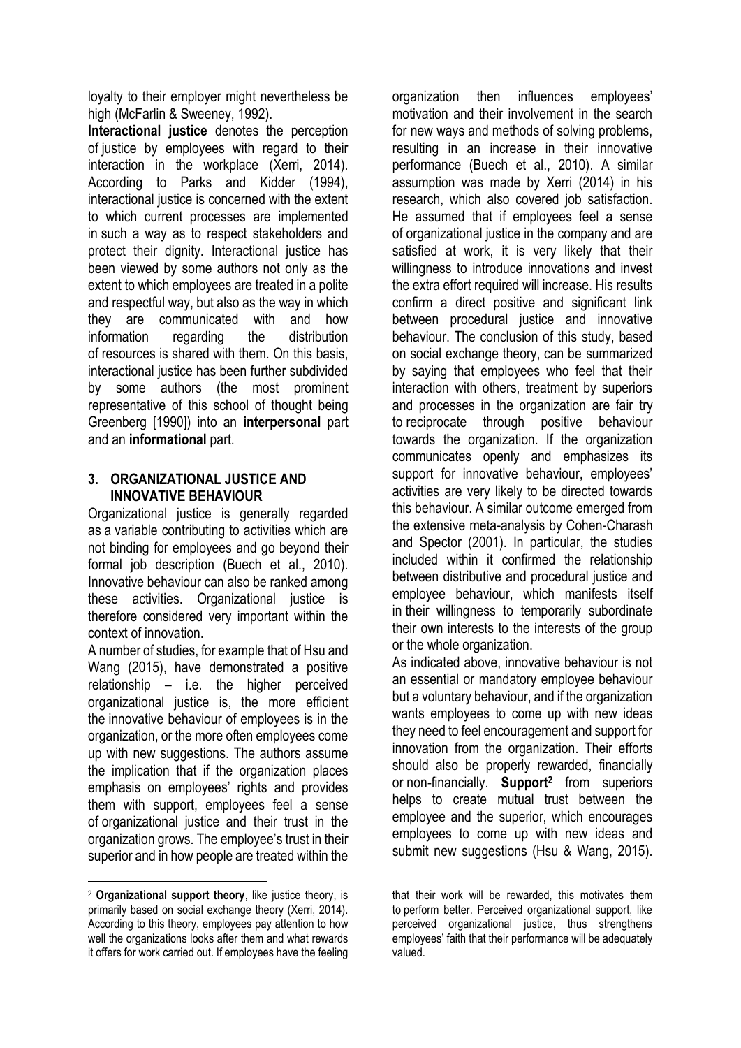loyalty to their employer might nevertheless be high (McFarlin & Sweeney, 1992).

**Interactional justice** denotes the perception of justice by employees with regard to their interaction in the workplace (Xerri, 2014). According to Parks and Kidder (1994), interactional justice is concerned with the extent to which current processes are implemented in such a way as to respect stakeholders and protect their dignity. Interactional justice has been viewed by some authors not only as the extent to which employees are treated in a polite and respectful way, but also as the way in which they are communicated with and how information regarding the distribution of resources is shared with them. On this basis, interactional justice has been further subdivided by some authors (the most prominent representative of this school of thought being Greenberg [1990]) into an **interpersonal** part and an **informational** part.

## 3. ORGANIZATIONAL JUSTICE AND INNOVATIVE BEHAVIOUR

Organizational justice is generally regarded as a variable contributing to activities which are not binding for employees and go beyond their formal job description (Buech et al., 2010). Innovative behaviour can also be ranked among these activities. Organizational justice is therefore considered very important within the context of innovation.

A number of studies, for example that of Hsu and Wang (2015), have demonstrated a positive relationship – i.e. the higher perceived organizational justice is, the more efficient the innovative behaviour of employees is in the organization, or the more often employees come up with new suggestions. The authors assume the implication that if the organization places emphasis on employees' rights and provides them with support, employees feel a sense of organizational justice and their trust in the organization grows. The employee's trust in their superior and in how people are treated within the organization then influences employees' motivation and their involvement in the search for new ways and methods of solving problems, resulting in an increase in their innovative performance (Buech et al., 2010). A similar assumption was made by Xerri (2014) in his research, which also covered job satisfaction. He assumed that if employees feel a sense of organizational justice in the company and are satisfied at work, it is very likely that their willingness to introduce innovations and invest the extra effort required will increase. His results confirm a direct positive and significant link between procedural justice and innovative behaviour. The conclusion of this study, based on social exchange theory, can be summarized by saying that employees who feel that their interaction with others, treatment by superiors and processes in the organization are fair try to reciprocate through positive behaviour towards the organization. If the organization communicates openly and emphasizes its support for innovative behaviour, employees' activities are very likely to be directed towards this behaviour. A similar outcome emerged from the extensive meta-analysis by Cohen-Charash and Spector (2001). In particular, the studies included within it confirmed the relationship between distributive and procedural justice and employee behaviour, which manifests itself in their willingness to temporarily subordinate their own interests to the interests of the group or the whole organization.

As indicated above, innovative behaviour is not an essential or mandatory employee behaviour but a voluntary behaviour, and if the organization wants employees to come up with new ideas they need to feel encouragement and support for innovation from the organization. Their efforts should also be properly rewarded, financially or non-financially. **Support**[2] from superiors helps to create mutual trust between the employee and the superior, which encourages employees to come up with new ideas and submit new suggestions (Hsu & Wang, 2015).

[2] **Organizational support theory**, like justice theory, is primarily based on social exchange theory (Xerri, 2014). According to this theory, employees pay attention to how well the organizations looks after them and what rewards it offers for work carried out. If employees have the feeling that their work will be rewarded, this motivates them to perform better. Perceived organizational support, like perceived organizational justice, thus strengthens employees' faith that their performance will be adequately valued.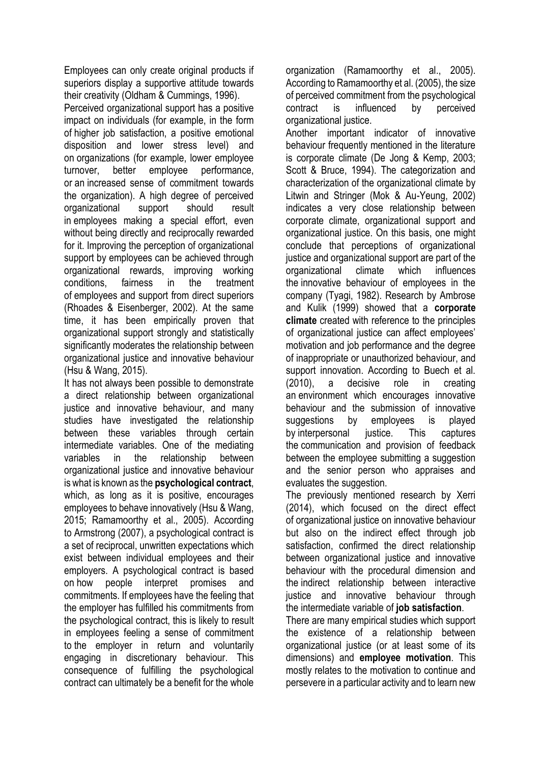Employees can only create original products if superiors display a supportive attitude towards their creativity (Oldham & Cummings, 1996).

Perceived organizational support has a positive impact on individuals (for example, in the form of higher job satisfaction, a positive emotional disposition and lower stress level) and on organizations (for example, lower employee turnover, better employee performance, or an increased sense of commitment towards the organization). A high degree of perceived organizational support should result in employees making a special effort, even without being directly and reciprocally rewarded for it. Improving the perception of organizational support by employees can be achieved through organizational rewards, improving working conditions, fairness in the treatment of employees and support from direct superiors (Rhoades & Eisenberger, 2002). At the same time, it has been empirically proven that organizational support strongly and statistically significantly moderates the relationship between organizational justice and innovative behaviour (Hsu & Wang, 2015).

It has not always been possible to demonstrate a direct relationship between organizational justice and innovative behaviour, and many studies have investigated the relationship between these variables through certain intermediate variables. One of the mediating variables in the relationship between organizational justice and innovative behaviour is what is known as the **psychological contract**, which, as long as it is positive, encourages employees to behave innovatively (Hsu & Wang, 2015; Ramamoorthy et al., 2005). According to Armstrong (2007), a psychological contract is a set of reciprocal, unwritten expectations which exist between individual employees and their employers. A psychological contract is based on how people interpret promises and commitments. If employees have the feeling that the employer has fulfilled his commitments from the psychological contract, this is likely to result in employees feeling a sense of commitment to the employer in return and voluntarily engaging in discretionary behaviour. This consequence of fulfilling the psychological contract can ultimately be a benefit for the whole organization (Ramamoorthy et al., 2005). According to Ramamoorthy et al. (2005), the size of perceived commitment from the psychological contract is influenced by perceived organizational justice.

Another important indicator of innovative behaviour frequently mentioned in the literature is corporate climate (De Jong & Kemp, 2003; Scott & Bruce, 1994). The categorization and characterization of the organizational climate by Litwin and Stringer (Mok & Au-Yeung, 2002) indicates a very close relationship between corporate climate, organizational support and organizational justice. On this basis, one might conclude that perceptions of organizational justice and organizational support are part of the organizational climate which influences the innovative behaviour of employees in the company (Tyagi, 1982). Research by Ambrose and Kulik (1999) showed that a **corporate climate** created with reference to the principles of organizational justice can affect employees' motivation and job performance and the degree of inappropriate or unauthorized behaviour, and support innovation. According to Buech et al. (2010), a decisive role in creating an environment which encourages innovative behaviour and the submission of innovative suggestions by employees is played by interpersonal justice. This captures the communication and provision of feedback between the employee submitting a suggestion and the senior person who appraises and evaluates the suggestion.

The previously mentioned research by Xerri (2014), which focused on the direct effect of organizational justice on innovative behaviour but also on the indirect effect through job satisfaction, confirmed the direct relationship between organizational justice and innovative behaviour with the procedural dimension and the indirect relationship between interactive justice and innovative behaviour through the intermediate variable of **job satisfaction**.

There are many empirical studies which support the existence of a relationship between organizational justice (or at least some of its dimensions) and **employee motivation**. This mostly relates to the motivation to continue and persevere in a particular activity and to learn new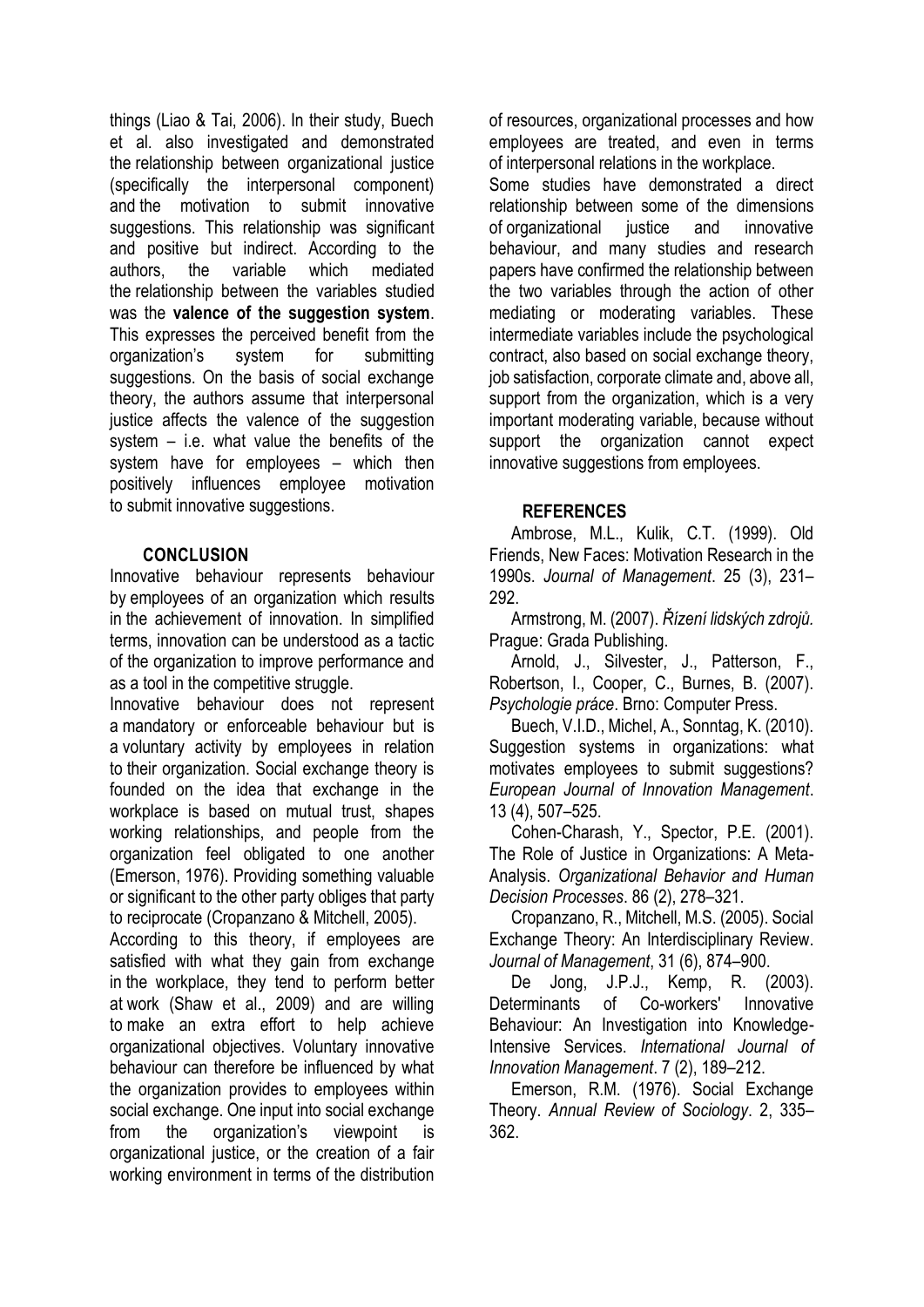things (Liao & Tai, 2006). In their study, Buech et al. also investigated and demonstrated the relationship between organizational justice (specifically the interpersonal component) and the motivation to submit innovative suggestions. This relationship was significant and positive but indirect. According to the authors, the variable which mediated the relationship between the variables studied was the **valence of the suggestion system**. This expresses the perceived benefit from the organization's system for submitting suggestions. On the basis of social exchange theory, the authors assume that interpersonal justice affects the valence of the suggestion system – i.e. what value the benefits of the system have for employees – which then positively influences employee motivation to submit innovative suggestions.

## CONCLUSION

Innovative behaviour represents behaviour by employees of an organization which results in the achievement of innovation. In simplified terms, innovation can be understood as a tactic of the organization to improve performance and as a tool in the competitive struggle.

Innovative behaviour does not represent a mandatory or enforceable behaviour but is a voluntary activity by employees in relation to their organization. Social exchange theory is founded on the idea that exchange in the workplace is based on mutual trust, shapes working relationships, and people from the organization feel obligated to one another (Emerson, 1976). Providing something valuable or significant to the other party obliges that party to reciprocate (Cropanzano & Mitchell, 2005).

According to this theory, if employees are satisfied with what they gain from exchange in the workplace, they tend to perform better at work (Shaw et al., 2009) and are willing to make an extra effort to help achieve organizational objectives. Voluntary innovative behaviour can therefore be influenced by what the organization provides to employees within social exchange. One input into social exchange from the organization's viewpoint is organizational justice, or the creation of a fair working environment in terms of the distribution of resources, organizational processes and how employees are treated, and even in terms of interpersonal relations in the workplace.

Some studies have demonstrated a direct relationship between some of the dimensions of organizational justice and innovative behaviour, and many studies and research papers have confirmed the relationship between the two variables through the action of other mediating or moderating variables. These intermediate variables include the psychological contract, also based on social exchange theory, job satisfaction, corporate climate and, above all, support from the organization, which is a very important moderating variable, because without support the organization cannot expect innovative suggestions from employees.

## REFERENCES

Ambrose, M.L., Kulik, C.T. (1999). Old Friends, New Faces: Motivation Research in the 1990s. *Journal of Management*. 25 (3), 231–292.

Armstrong, M. (2007). *Řízení lidských zdrojů.* Prague: Grada Publishing.

Arnold, J., Silvester, J., Patterson, F., Robertson, I., Cooper, C., Burnes, B. (2007). *Psychologie práce*. Brno: Computer Press.

Buech, V.I.D., Michel, A., Sonntag, K. (2010). Suggestion systems in organizations: what motivates employees to submit suggestions? *European Journal of Innovation Management*. 13 (4), 507–525.

Cohen-Charash, Y., Spector, P.E. (2001). The Role of Justice in Organizations: A Meta-Analysis. *Organizational Behavior and Human Decision Processes*. 86 (2), 278–321.

Cropanzano, R., Mitchell, M.S. (2005). Social Exchange Theory: An Interdisciplinary Review. *Journal of Management*, 31 (6), 874–900.

De Jong, J.P.J., Kemp, R. (2003). Determinants of Co-workers' Innovative Behaviour: An Investigation into Knowledge-Intensive Services. *International Journal of Innovation Management*. 7 (2), 189–212.

Emerson, R.M. (1976). Social Exchange Theory. *Annual Review of Sociology*. 2, 335–362.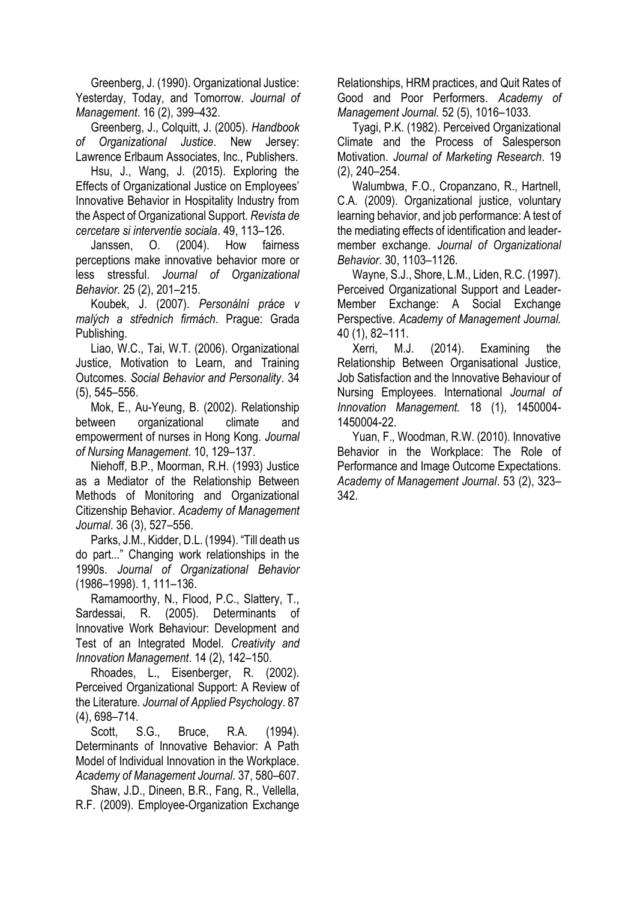Greenberg, J. (1990). Organizational Justice: Yesterday, Today, and Tomorrow. *Journal of Management*. 16 (2), 399–432.

Greenberg, J., Colquitt, J. (2005). *Handbook of Organizational Justice*. New Jersey: Lawrence Erlbaum Associates, Inc., Publishers.

Hsu, J., Wang, J. (2015). Exploring the Effects of Organizational Justice on Employees' Innovative Behavior in Hospitality Industry from the Aspect of Organizational Support. *Revista de cercetare si interventie sociala*. 49, 113–126.

Janssen, O. (2004). How fairness perceptions make innovative behavior more or less stressful. *Journal of Organizational Behavior*. 25 (2), 201–215.

Koubek, J. (2007). *Personální práce v malých a středních firmách*. Prague: Grada Publishing.

Liao, W.C., Tai, W.T. (2006). Organizational Justice, Motivation to Learn, and Training Outcomes. *Social Behavior and Personality*. 34 (5), 545–556.

Mok, E., Au-Yeung, B. (2002). Relationship between organizational climate and empowerment of nurses in Hong Kong. *Journal of Nursing Management*. 10, 129–137.

Niehoff, B.P., Moorman, R.H. (1993) Justice as a Mediator of the Relationship Between Methods of Monitoring and Organizational Citizenship Behavior. *Academy of Management Journal*. 36 (3), 527–556.

Parks, J.M., Kidder, D.L. (1994). "Till death us do part..." Changing work relationships in the 1990s. *Journal of Organizational Behavior* (1986–1998). 1, 111–136.

Ramamoorthy, N., Flood, P.C., Slattery, T., Sardessai, R. (2005). Determinants of Innovative Work Behaviour: Development and Test of an Integrated Model. *Creativity and Innovation Management*. 14 (2), 142–150.

Rhoades, L., Eisenberger, R. (2002). Perceived Organizational Support: A Review of the Literature. *Journal of Applied Psychology*. 87 (4), 698–714.

Scott, S.G., Bruce, R.A. (1994). Determinants of Innovative Behavior: A Path Model of Individual Innovation in the Workplace. *Academy of Management Journal*. 37, 580–607.

Shaw, J.D., Dineen, B.R., Fang, R., Vellella, R.F. (2009). Employee-Organization Exchange Relationships, HRM practices, and Quit Rates of Good and Poor Performers. *Academy of Management Journal.* 52 (5), 1016–1033.

Tyagi, P.K. (1982). Perceived Organizational Climate and the Process of Salesperson Motivation. *Journal of Marketing Research*. 19 (2), 240–254.

Walumbwa, F.O., Cropanzano, R., Hartnell, C.A. (2009). Organizational justice, voluntary learning behavior, and job performance: A test of the mediating effects of identification and leader-member exchange. *Journal of Organizational Behavior*. 30, 1103–1126.

Wayne, S.J., Shore, L.M., Liden, R.C. (1997). Perceived Organizational Support and Leader-Member Exchange: A Social Exchange Perspective. *Academy of Management Journal.* 40 (1), 82–111.

Xerri, M.J. (2014). Examining the Relationship Between Organisational Justice, Job Satisfaction and the Innovative Behaviour of Nursing Employees. International *Journal of Innovation Management.* 18 (1), 1450004-1450004-22.

Yuan, F., Woodman, R.W. (2010). Innovative Behavior in the Workplace: The Role of Performance and Image Outcome Expectations. *Academy of Management Journal*. 53 (2), 323–342.